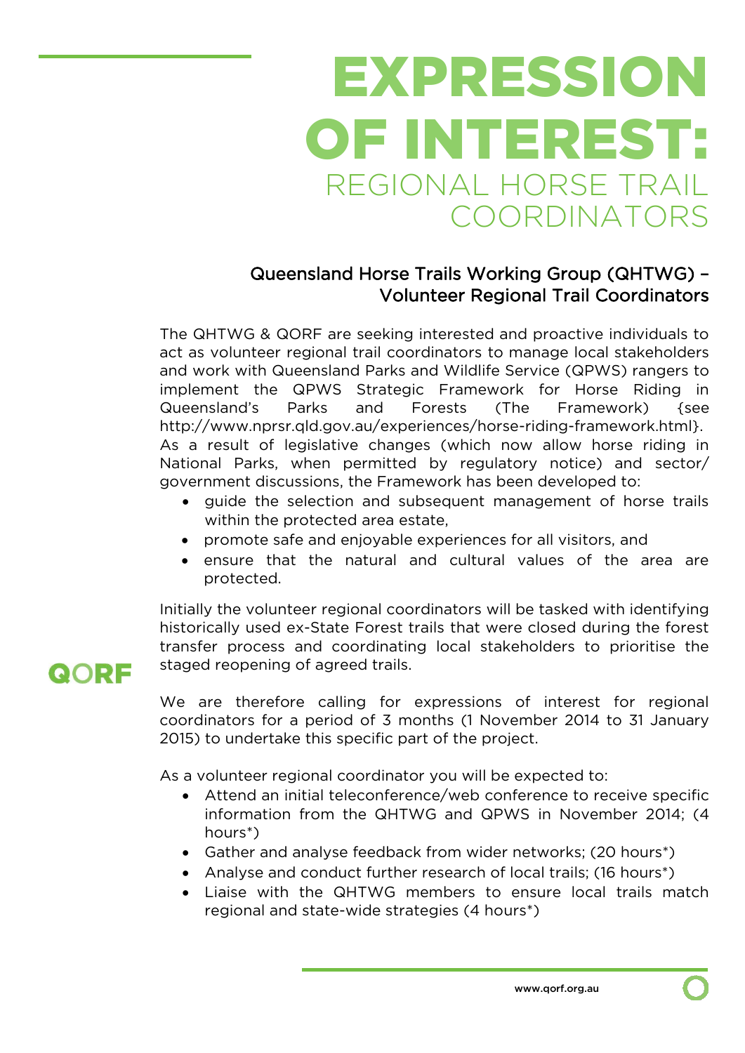# EXPRESSION OF INTEREST:

## REGIONAL HORSE TRAIL COORDINATORS

### Queensland Horse Trails Working Group (QHTWG) – Volunteer Regional Trail Coordinators

The QHTWG & QORF are seeking interested and proactive individuals to act as volunteer regional trail coordinators to manage local stakeholders and work with Queensland Parks and Wildlife Service (QPWS) rangers to implement the QPWS Strategic Framework for Horse Riding in Queensland's Parks and Forests (The Framework) {see http://www.nprsr.qld.gov.au/experiences/horse-riding-framework.html}. As a result of legislative changes (which now allow horse riding in National Parks, when permitted by regulatory notice) and sector/ government discussions, the Framework has been developed to:

- guide the selection and subsequent management of horse trails within the protected area estate,
- promote safe and enjoyable experiences for all visitors, and
- ensure that the natural and cultural values of the area are protected.

Initially the volunteer regional coordinators will be tasked with identifying historically used ex-State Forest trails that were closed during the forest transfer process and coordinating local stakeholders to prioritise the staged reopening of agreed trails.

We are therefore calling for expressions of interest for regional coordinators for a period of 3 months (1 November 2014 to 31 January 2015) to undertake this specific part of the project.

As a volunteer regional coordinator you will be expected to:

- Attend an initial teleconference/web conference to receive specific information from the QHTWG and QPWS in November 2014; (4 hours*)
- Gather and analyse feedback from wider networks; (20 hours*)
- Analyse and conduct further research of local trails; (16 hours*)
- Liaise with the QHTWG members to ensure local trails match regional and state-wide strategies (4 hours*)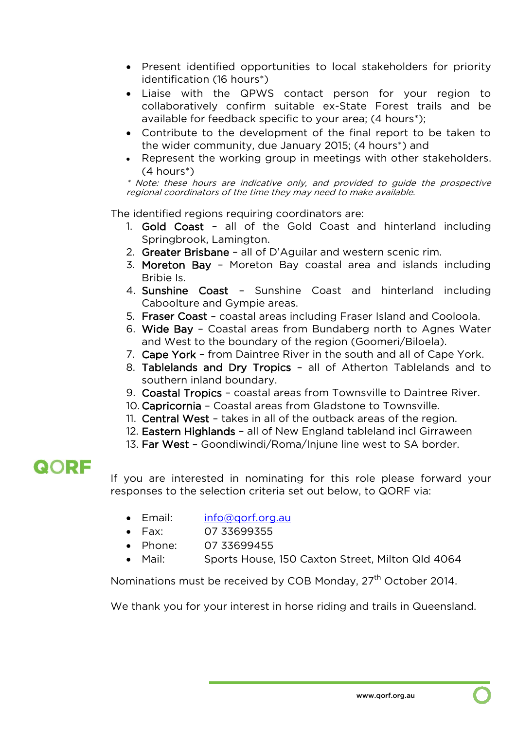- Present identified opportunities to local stakeholders for priority identification (16 hours*)
- Liaise with the QPWS contact person for your region to collaboratively confirm suitable ex-State Forest trails and be available for feedback specific to your area; (4 hours*);
- Contribute to the development of the final report to be taken to the wider community, due January 2015; (4 hours*) and
- Represent the working group in meetings with other stakeholders. (4 hours*)

*\* Note: these hours are indicative only, and provided to guide the prospective regional coordinators of the time they may need to make available.*

The identified regions requiring coordinators are:

1. **Gold Coast** – all of the Gold Coast and hinterland including Springbrook, Lamington.
2. **Greater Brisbane** – all of D'Aguilar and western scenic rim.
3. **Moreton Bay** – Moreton Bay coastal area and islands including Bribie Is.
4. **Sunshine Coast** – Sunshine Coast and hinterland including Caboolture and Gympie areas.
5. **Fraser Coast** – coastal areas including Fraser Island and Cooloola.
6. **Wide Bay** – Coastal areas from Bundaberg north to Agnes Water and West to the boundary of the region (Goomeri/Biloela).
7. **Cape York** – from Daintree River in the south and all of Cape York.
8. **Tablelands and Dry Tropics** – all of Atherton Tablelands and to southern inland boundary.
9. **Coastal Tropics** – coastal areas from Townsville to Daintree River.
10. **Capricornia** – Coastal areas from Gladstone to Townsville.
11. **Central West** – takes in all of the outback areas of the region.
12. **Eastern Highlands** – all of New England tableland incl Girraween
13. **Far West** – Goondiwindi/Roma/Injune line west to SA border.

If you are interested in nominating for this role please forward your responses to the selection criteria set out below, to QORF via:

- Email: info@qorf.org.au
- Fax: 07 33699355
- Phone: 07 33699455
- Mail: Sports House, 150 Caxton Street, Milton Qld 4064

Nominations must be received by COB Monday, 27th October 2014.

We thank you for your interest in horse riding and trails in Queensland.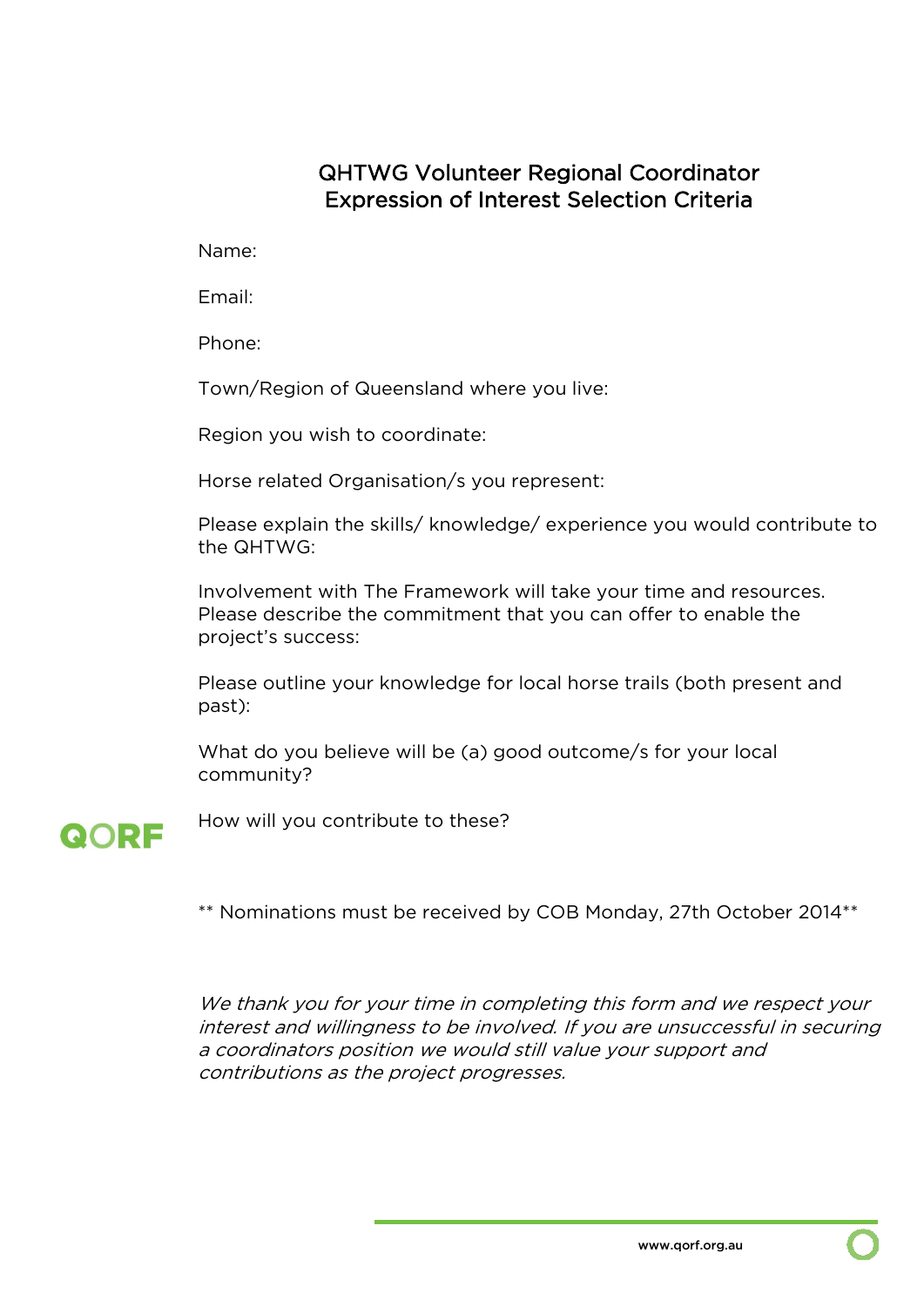# QHTWG Volunteer Regional Coordinator Expression of Interest Selection Criteria

Name:

Email:

Phone:

Town/Region of Queensland where you live:

Region you wish to coordinate:

Horse related Organisation/s you represent:

Please explain the skills/ knowledge/ experience you would contribute to the QHTWG:

Involvement with The Framework will take your time and resources. Please describe the commitment that you can offer to enable the project's success:

Please outline your knowledge for local horse trails (both present and past):

What do you believe will be (a) good outcome/s for your local community?

How will you contribute to these?

** Nominations must be received by COB Monday, 27th October 2014**

*We thank you for your time in completing this form and we respect your interest and willingness to be involved. If you are unsuccessful in securing a coordinators position we would still value your support and contributions as the project progresses.*